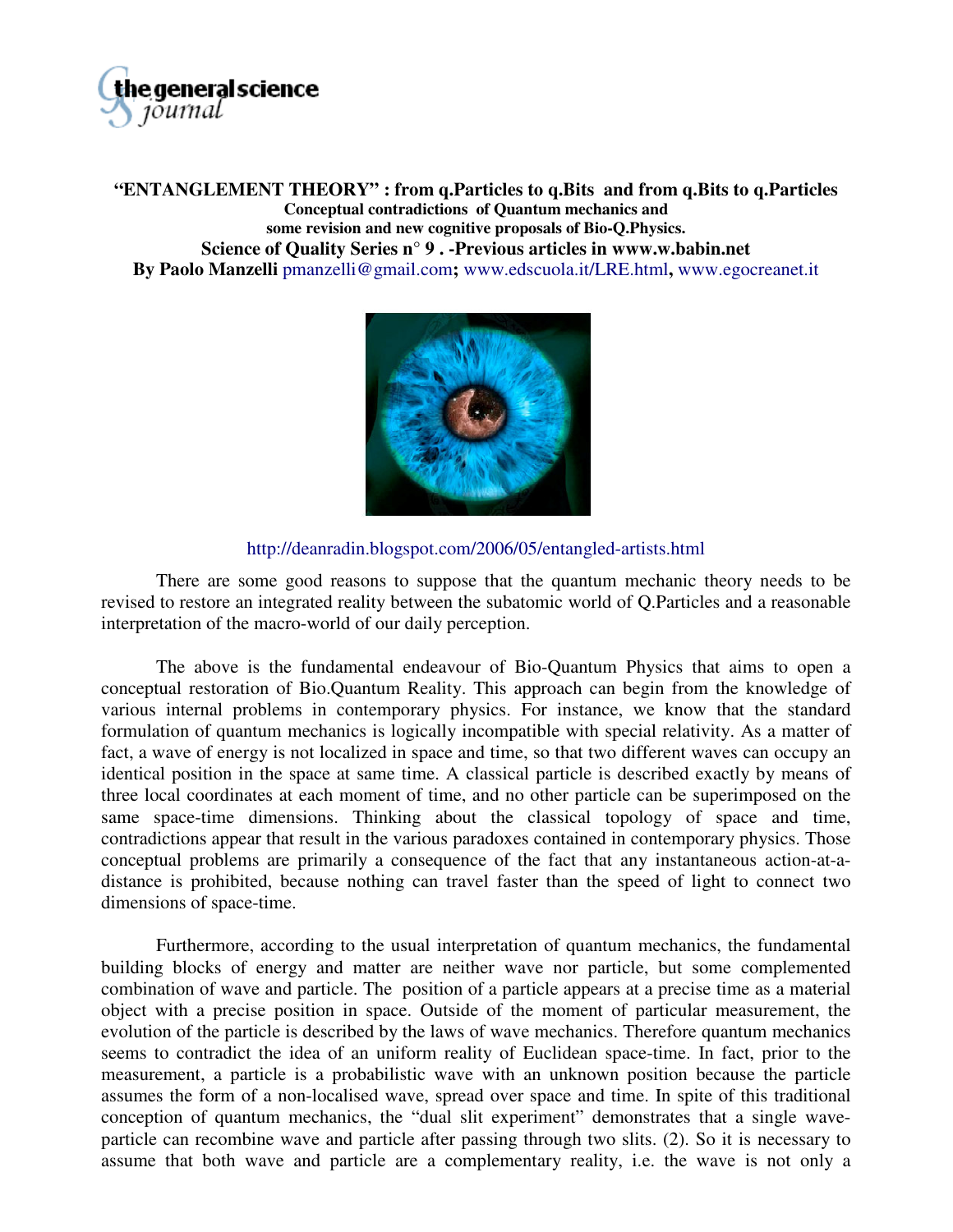# "ENTANGLEMENT THEORY" : from q.Particles to q.Bits and from q.Bits to q.Particles

**Conceptual contradictions of Quantum mechanics and some revision and new cognitive proposals of Bio-Q.Physics.**

**Science of Quality Series n° 9 . -Previous articles in www.w.babin.net**

**By Paolo Manzelli** pmanzelli@gmail.com**;** www.edscuola.it/LRE.html**,** www.egocreanet.it

http://deanradin.blogspot.com/2006/05/entangled-artists.html

There are some good reasons to suppose that the quantum mechanic theory needs to be revised to restore an integrated reality between the subatomic world of Q.Particles and a reasonable interpretation of the macro-world of our daily perception.

The above is the fundamental endeavour of Bio-Quantum Physics that aims to open a conceptual restoration of Bio.Quantum Reality. This approach can begin from the knowledge of various internal problems in contemporary physics. For instance, we know that the standard formulation of quantum mechanics is logically incompatible with special relativity. As a matter of fact, a wave of energy is not localized in space and time, so that two different waves can occupy an identical position in the space at same time. A classical particle is described exactly by means of three local coordinates at each moment of time, and no other particle can be superimposed on the same space-time dimensions. Thinking about the classical topology of space and time, contradictions appear that result in the various paradoxes contained in contemporary physics. Those conceptual problems are primarily a consequence of the fact that any instantaneous action-at-a-distance is prohibited, because nothing can travel faster than the speed of light to connect two dimensions of space-time.

Furthermore, according to the usual interpretation of quantum mechanics, the fundamental building blocks of energy and matter are neither wave nor particle, but some complemented combination of wave and particle. The position of a particle appears at a precise time as a material object with a precise position in space. Outside of the moment of particular measurement, the evolution of the particle is described by the laws of wave mechanics. Therefore quantum mechanics seems to contradict the idea of an uniform reality of Euclidean space-time. In fact, prior to the measurement, a particle is a probabilistic wave with an unknown position because the particle assumes the form of a non-localised wave, spread over space and time. In spite of this traditional conception of quantum mechanics, the "dual slit experiment" demonstrates that a single wave-particle can recombine wave and particle after passing through two slits. (2). So it is necessary to assume that both wave and particle are a complementary reality, i.e. the wave is not only a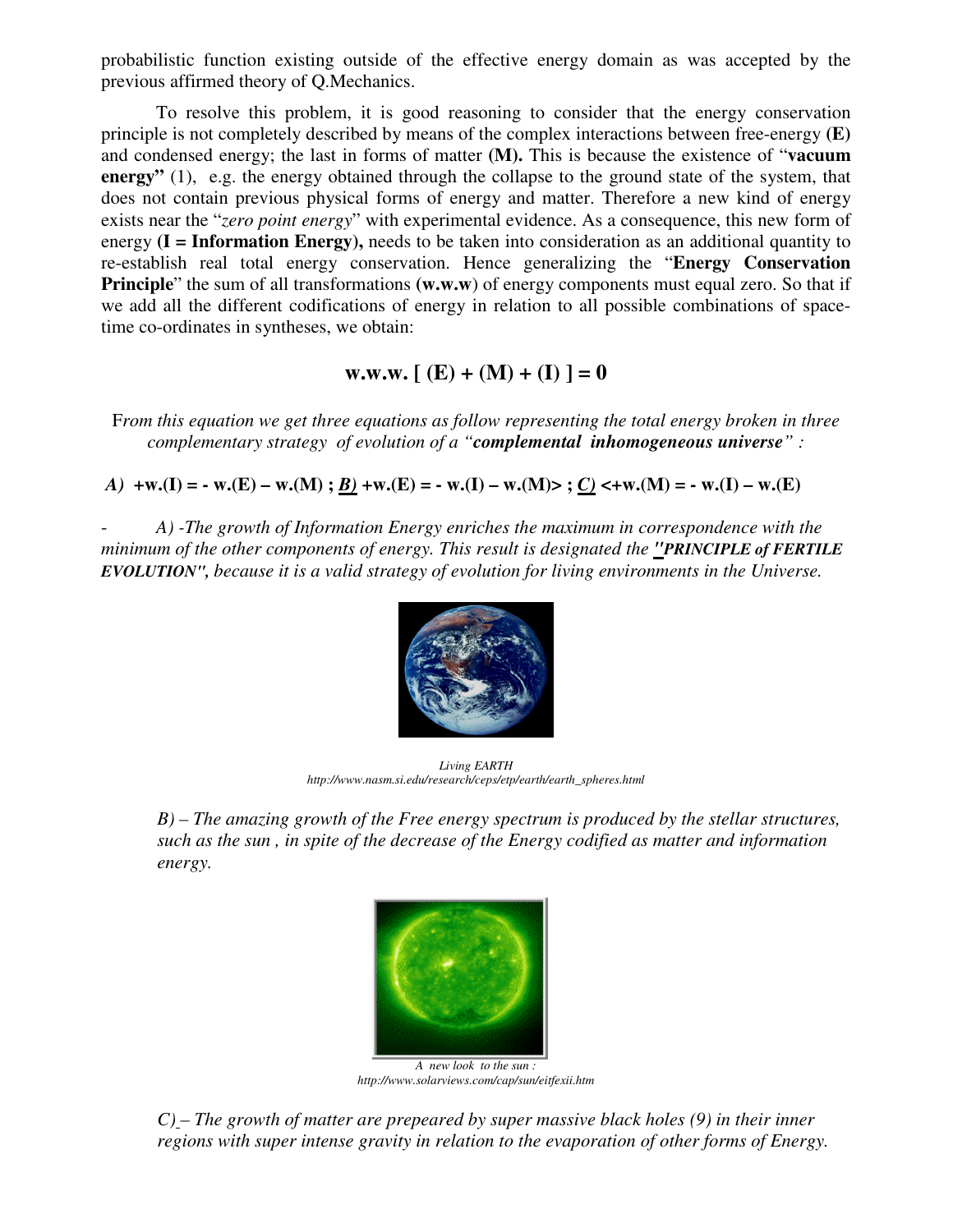probabilistic function existing outside of the effective energy domain as was accepted by the previous affirmed theory of Q.Mechanics.

To resolve this problem, it is good reasoning to consider that the energy conservation principle is not completely described by means of the complex interactions between free-energy **(E)** and condensed energy; the last in forms of matter **(M).** This is because the existence of "**vacuum energy"** (1), e.g. the energy obtained through the collapse to the ground state of the system, that does not contain previous physical forms of energy and matter. Therefore a new kind of energy exists near the "*zero point energy*" with experimental evidence. As a consequence, this new form of energy **(I = Information Energy),** needs to be taken into consideration as an additional quantity to re-establish real total energy conservation. Hence generalizing the "**Energy Conservation Principle**" the sum of all transformations **(w.w.w)** of energy components must equal zero. So that if we add all the different codifications of energy in relation to all possible combinations of space-time co-ordinates in syntheses, we obtain:

$$\textbf{w.w.w.} \left[ (E) + (M) + (I) \right] = 0$$

*From this equation we get three equations as follow representing the total energy broken in three complementary strategy of evolution of a "**complemental inhomogeneous universe**" :*

***A)*** **+w.(I) = - w.(E) – w.(M) ; *B)* +w.(E) = - w.(I) – w.(M)> ; *C)* <+w.(M) = - w.(I) – w.(E)**

- *A) -The growth of Information Energy enriches the maximum in correspondence with the minimum of the other components of energy. This result is designated the **"PRINCIPLE of FERTILE EVOLUTION"**, because it is a valid strategy of evolution for living environments in the Universe.*

*Living EARTH*
*http://www.nasm.si.edu/research/ceps/etp/earth/earth_spheres.html*

*B) – The amazing growth of the Free energy spectrum is produced by the stellar structures, such as the sun , in spite of the decrease of the Energy codified as matter and information energy.*

*A new look to the sun :*
*http://www.solarviews.com/cap/sun/eitfexii.htm*

*C) – The growth of matter are prepeared by super massive black holes (9) in their inner regions with super intense gravity in relation to the evaporation of other forms of Energy.*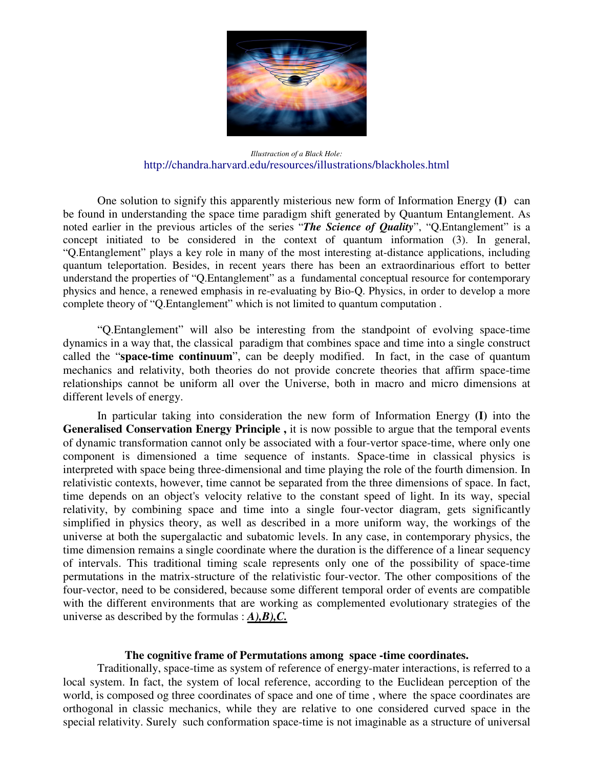*Illustration of a Black Hole:*
http://chandra.harvard.edu/resources/illustrations/blackholes.html

One solution to signify this apparently misterious new form of Information Energy **(I)** can be found in understanding the space time paradigm shift generated by Quantum Entanglement. As noted earlier in the previous articles of the series "***The Science of Quality***", "Q.Entanglement" is a concept initiated to be considered in the context of quantum information (3). In general, "Q.Entanglement" plays a key role in many of the most interesting at-distance applications, including quantum teleportation. Besides, in recent years there has been an extraordinarious effort to better understand the properties of "Q.Entanglement" as a fundamental conceptual resource for contemporary physics and hence, a renewed emphasis in re-evaluating by Bio-Q. Physics, in order to develop a more complete theory of "Q.Entanglement" which is not limited to quantum computation .

"Q.Entanglement" will also be interesting from the standpoint of evolving space-time dynamics in a way that, the classical paradigm that combines space and time into a single construct called the "**space-time continuum**", can be deeply modified. In fact, in the case of quantum mechanics and relativity, both theories do not provide concrete theories that affirm space-time relationships cannot be uniform all over the Universe, both in macro and micro dimensions at different levels of energy.

In particular taking into consideration the new form of Information Energy **(I)** into the **Generalised Conservation Energy Principle ,** it is now possible to argue that the temporal events of dynamic transformation cannot only be associated with a four-vertor space-time, where only one component is dimensioned a time sequence of instants. Space-time in classical physics is interpreted with space being three-dimensional and time playing the role of the fourth dimension. In relativistic contexts, however, time cannot be separated from the three dimensions of space. In fact, time depends on an object's velocity relative to the constant speed of light. In its way, special relativity, by combining space and time into a single four-vector diagram, gets significantly simplified in physics theory, as well as described in a more uniform way, the workings of the universe at both the supergalactic and subatomic levels. In any case, in contemporary physics, the time dimension remains a single coordinate where the duration is the difference of a linear sequency of intervals. This traditional timing scale represents only one of the possibility of space-time permutations in the matrix-structure of the relativistic four-vector. The other compositions of the four-vector, need to be considered, because some different temporal order of events are compatible with the different environments that are working as complemented evolutionary strategies of the universe as described by the formulas : ***A),B),C.***

**The cognitive frame of Permutations among space -time coordinates.**

Traditionally, space-time as system of reference of energy-mater interactions, is referred to a local system. In fact, the system of local reference, according to the Euclidean perception of the world, is composed og three coordinates of space and one of time , where the space coordinates are orthogonal in classic mechanics, while they are relative to one considered curved space in the special relativity. Surely such conformation space-time is not imaginable as a structure of universal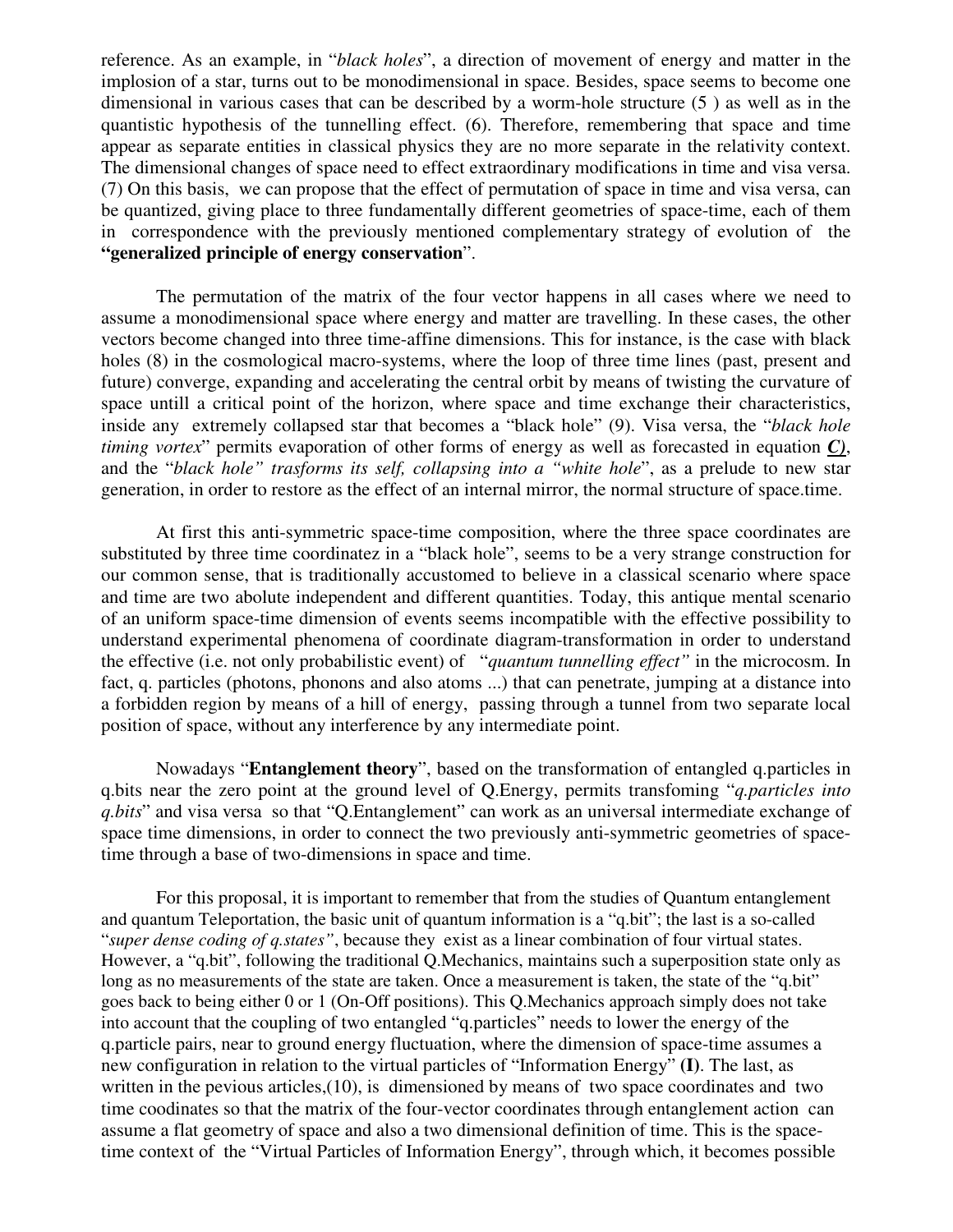reference. As an example, in "*black holes*", a direction of movement of energy and matter in the implosion of a star, turns out to be monodimensional in space. Besides, space seems to become one dimensional in various cases that can be described by a worm-hole structure (5 ) as well as in the quantistic hypothesis of the tunnelling effect. (6). Therefore, remembering that space and time appear as separate entities in classical physics they are no more separate in the relativity context. The dimensional changes of space need to effect extraordinary modifications in time and visa versa. (7) On this basis, we can propose that the effect of permutation of space in time and visa versa, can be quantized, giving place to three fundamentally different geometries of space-time, each of them in correspondence with the previously mentioned complementary strategy of evolution of the **"generalized principle of energy conservation"**.

The permutation of the matrix of the four vector happens in all cases where we need to assume a monodimensional space where energy and matter are travelling. In these cases, the other vectors become changed into three time-affine dimensions. This for instance, is the case with black holes (8) in the cosmological macro-systems, where the loop of three time lines (past, present and future) converge, expanding and accelerating the central orbit by means of twisting the curvature of space untill a critical point of the horizon, where space and time exchange their characteristics, inside any extremely collapsed star that becomes a "black hole" (9). Visa versa, the "*black hole timing vortex*" permits evaporation of other forms of energy as well as forecasted in equation ***C)***, and the "*black hole" trasforms its self, collapsing into a "white hole*", as a prelude to new star generation, in order to restore as the effect of an internal mirror, the normal structure of space.time.

At first this anti-symmetric space-time composition, where the three space coordinates are substituted by three time coordinatez in a "black hole", seems to be a very strange construction for our common sense, that is traditionally accustomed to believe in a classical scenario where space and time are two abolute independent and different quantities. Today, this antique mental scenario of an uniform space-time dimension of events seems incompatible with the effective possibility to understand experimental phenomena of coordinate diagram-transformation in order to understand the effective (i.e. not only probabilistic event) of "*quantum tunnelling effect"* in the microcosm. In fact, q. particles (photons, phonons and also atoms ...) that can penetrate, jumping at a distance into a forbidden region by means of a hill of energy, passing through a tunnel from two separate local position of space, without any interference by any intermediate point.

Nowadays "**Entanglement theory**", based on the transformation of entangled q.particles in q.bits near the zero point at the ground level of Q.Energy, permits transfoming "*q.particles into q.bits*" and visa versa so that "Q.Entanglement" can work as an universal intermediate exchange of space time dimensions, in order to connect the two previously anti-symmetric geometries of space-time through a base of two-dimensions in space and time.

For this proposal, it is important to remember that from the studies of Quantum entanglement and quantum Teleportation, the basic unit of quantum information is a "q.bit"; the last is a so-called "*super dense coding of q.states"*, because they exist as a linear combination of four virtual states. However, a "q.bit", following the traditional Q.Mechanics, maintains such a superposition state only as long as no measurements of the state are taken. Once a measurement is taken, the state of the "q.bit" goes back to being either 0 or 1 (On-Off positions). This Q.Mechanics approach simply does not take into account that the coupling of two entangled "q.particles" needs to lower the energy of the q.particle pairs, near to ground energy fluctuation, where the dimension of space-time assumes a new configuration in relation to the virtual particles of "Information Energy" **(I)**. The last, as written in the pevious articles,(10), is dimensioned by means of two space coordinates and two time coodinates so that the matrix of the four-vector coordinates through entanglement action can assume a flat geometry of space and also a two dimensional definition of time. This is the space-time context of the "Virtual Particles of Information Energy", through which, it becomes possible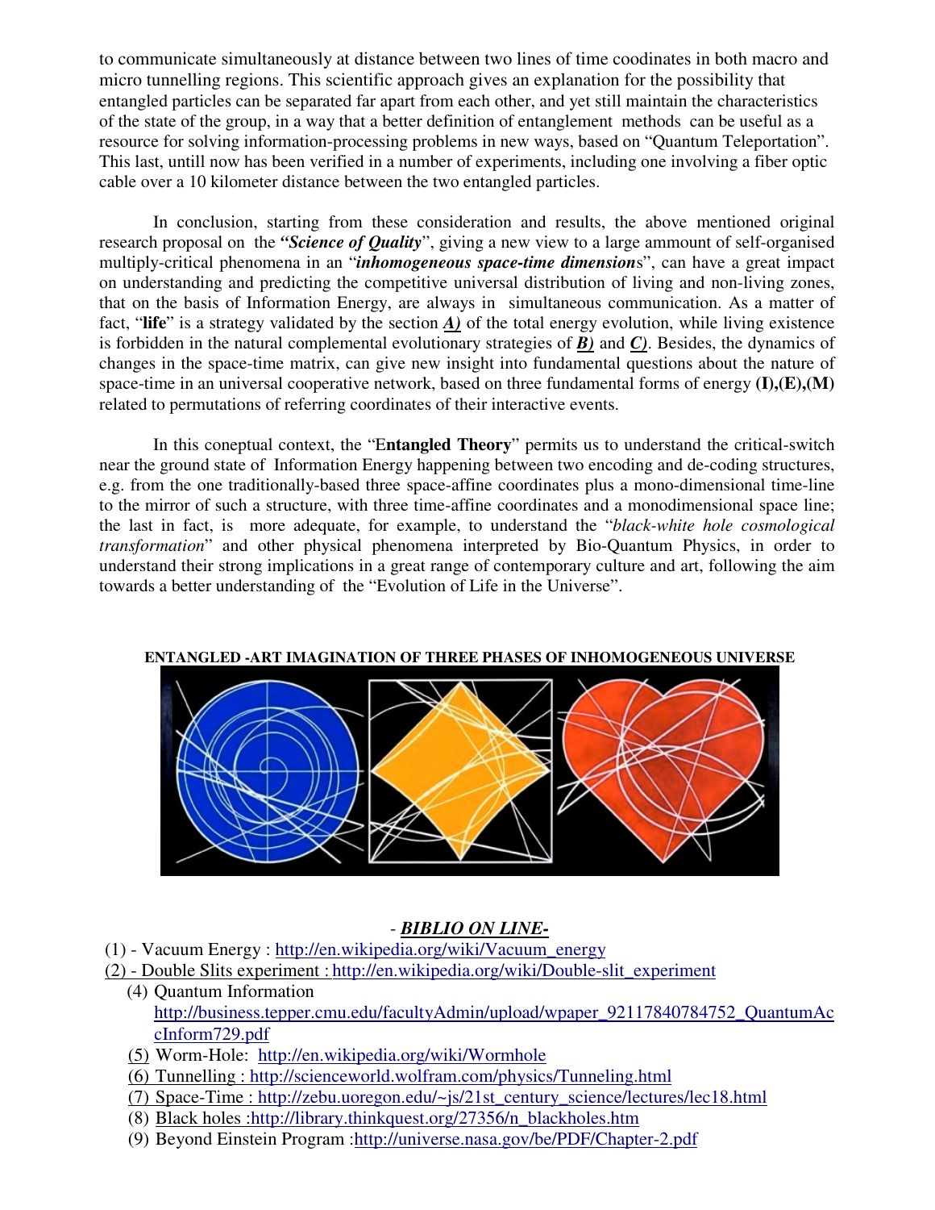to communicate simultaneously at distance between two lines of time coodinates in both macro and micro tunnelling regions. This scientific approach gives an explanation for the possibility that entangled particles can be separated far apart from each other, and yet still maintain the characteristics of the state of the group, in a way that a better definition of entanglement methods can be useful as a resource for solving information-processing problems in new ways, based on "Quantum Teleportation". This last, untill now has been verified in a number of experiments, including one involving a fiber optic cable over a 10 kilometer distance between the two entangled particles.

In conclusion, starting from these consideration and results, the above mentioned original research proposal on the ***"Science of Quality***", giving a new view to a large ammount of self-organised multiply-critical phenomena in an "***inhomogeneous space-time dimension***s", can have a great impact on understanding and predicting the competitive universal distribution of living and non-living zones, that on the basis of Information Energy, are always in simultaneous communication. As a matter of fact, "**life**" is a strategy validated by the section ***A)*** of the total energy evolution, while living existence is forbidden in the natural complemental evolutionary strategies of ***B)*** and ***C)***. Besides, the dynamics of changes in the space-time matrix, can give new insight into fundamental questions about the nature of space-time in an universal cooperative network, based on three fundamental forms of energy **(I),(E),(M)** related to permutations of referring coordinates of their interactive events.

In this coneptual context, the "E**ntangled Theory**" permits us to understand the critical-switch near the ground state of Information Energy happening between two encoding and de-coding structures, e.g. from the one traditionally-based three space-affine coordinates plus a mono-dimensional time-line to the mirror of such a structure, with three time-affine coordinates and a monodimensional space line; the last in fact, is more adequate, for example, to understand the "*black-white hole cosmological transformation*" and other physical phenomena interpreted by Bio-Quantum Physics, in order to understand their strong implications in a great range of contemporary culture and art, following the aim towards a better understanding of the "Evolution of Life in the Universe".

**ENTANGLED -ART IMAGINATION OF THREE PHASES OF INHOMOGENEOUS UNIVERSE**

## - ***BIBLIO ON LINE-***

(1) - Vacuum Energy : http://en.wikipedia.org/wiki/Vacuum_energy
(2) - Double Slits experiment : http://en.wikipedia.org/wiki/Double-slit_experiment
(4) Quantum Information http://business.tepper.cmu.edu/facultyAdmin/upload/wpaper_92117840784752_QuantumAccInform729.pdf
(5) Worm-Hole: http://en.wikipedia.org/wiki/Wormhole
(6) Tunnelling : http://scienceworld.wolfram.com/physics/Tunneling.html
(7) Space-Time : http://zebu.uoregon.edu/~js/21st_century_science/lectures/lec18.html
(8) Black holes :http://library.thinkquest.org/27356/n_blackholes.htm
(9) Beyond Einstein Program :http://universe.nasa.gov/be/PDF/Chapter-2.pdf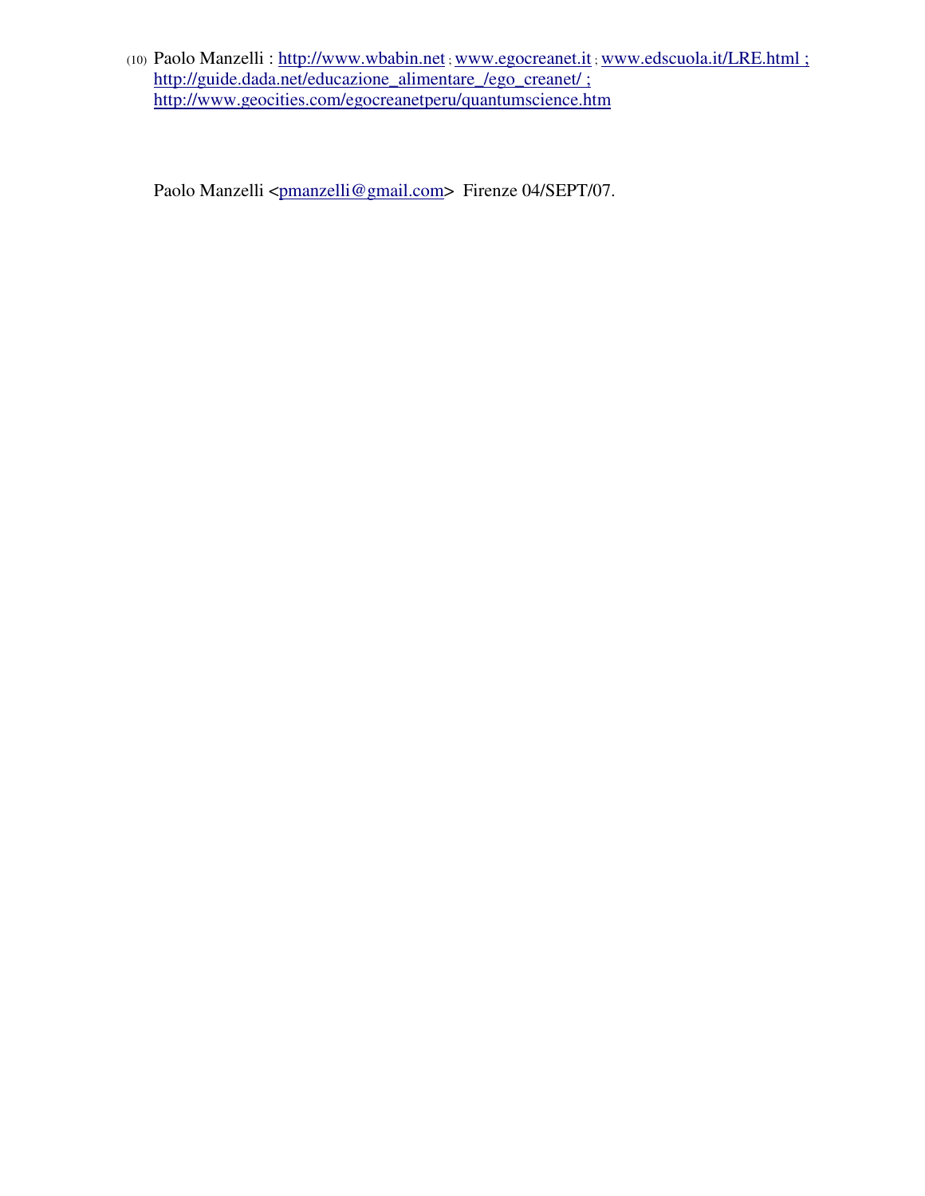(10) Paolo Manzelli : http://www.wbabin.net ; www.egocreanet.it ; www.edscuola.it/LRE.html ; http://guide.dada.net/educazione_alimentare_/ego_creanet/ ; http://www.geocities.com/egocreanetperu/quantumscience.htm

Paolo Manzelli <pmanzelli@gmail.com> Firenze 04/SEPT/07.